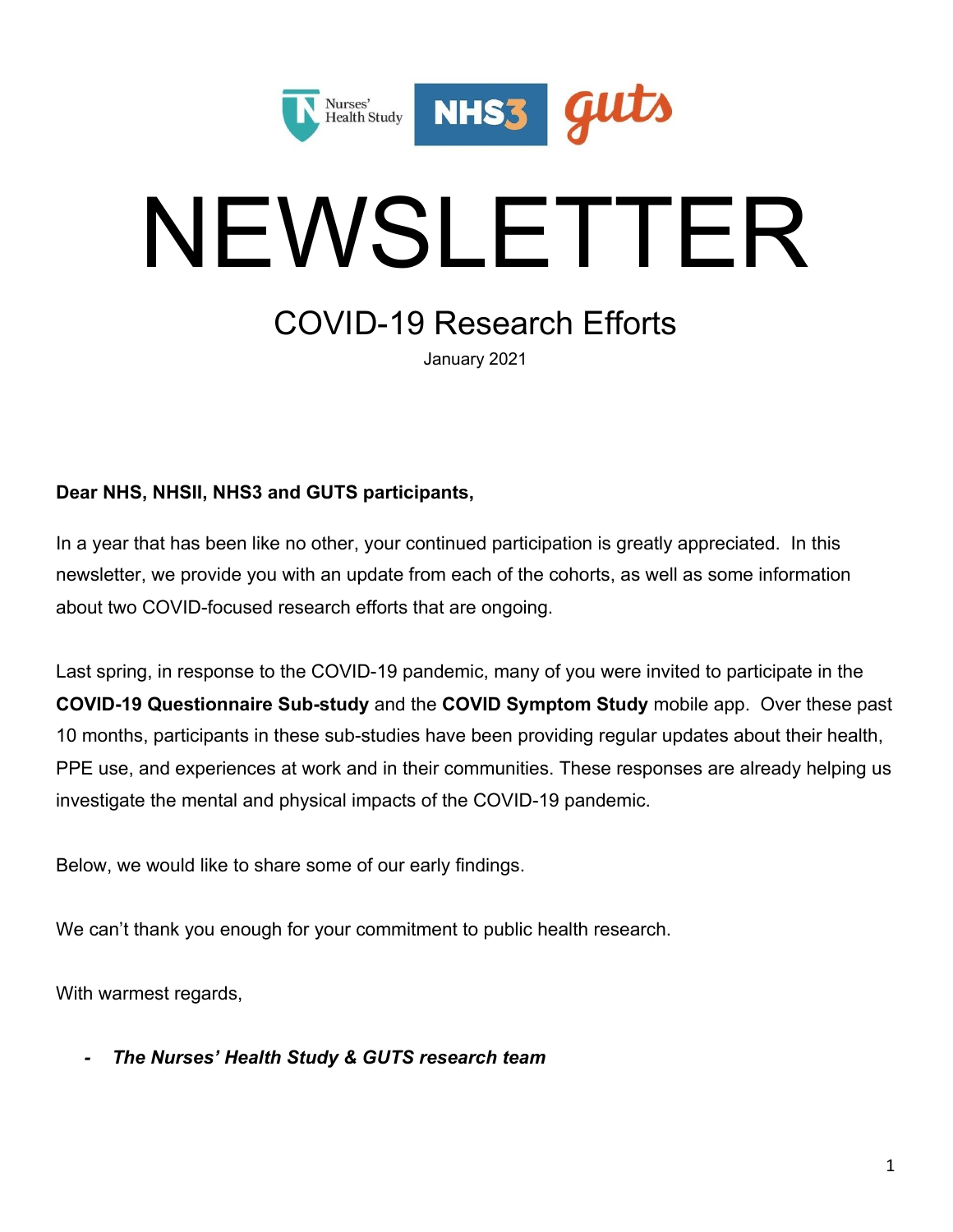Nurses' Health Study | NHS3 | guts

# NEWSLETTER

## COVID-19 Research Efforts

January 2021

**Dear NHS, NHSII, NHS3 and GUTS participants,**

In a year that has been like no other, your continued participation is greatly appreciated. In this newsletter, we provide you with an update from each of the cohorts, as well as some information about two COVID-focused research efforts that are ongoing.

Last spring, in response to the COVID-19 pandemic, many of you were invited to participate in the **COVID-19 Questionnaire Sub-study** and the **COVID Symptom Study** mobile app. Over these past 10 months, participants in these sub-studies have been providing regular updates about their health, PPE use, and experiences at work and in their communities. These responses are already helping us investigate the mental and physical impacts of the COVID-19 pandemic.

Below, we would like to share some of our early findings.

We can't thank you enough for your commitment to public health research.

With warmest regards,

- ***The Nurses' Health Study & GUTS research team***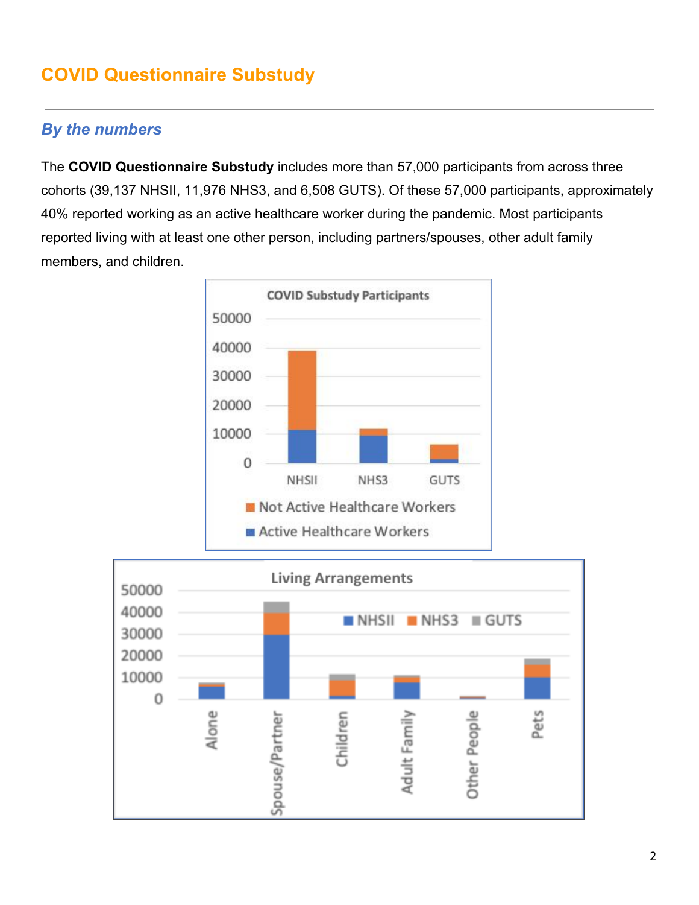## COVID Questionnaire Substudy

### *By the numbers*

The **COVID Questionnaire Substudy** includes more than 57,000 participants from across three cohorts (39,137 NHSII, 11,976 NHS3, and 6,508 GUTS). Of these 57,000 participants, approximately 40% reported working as an active healthcare worker during the pandemic. Most participants reported living with at least one other person, including partners/spouses, other adult family members, and children.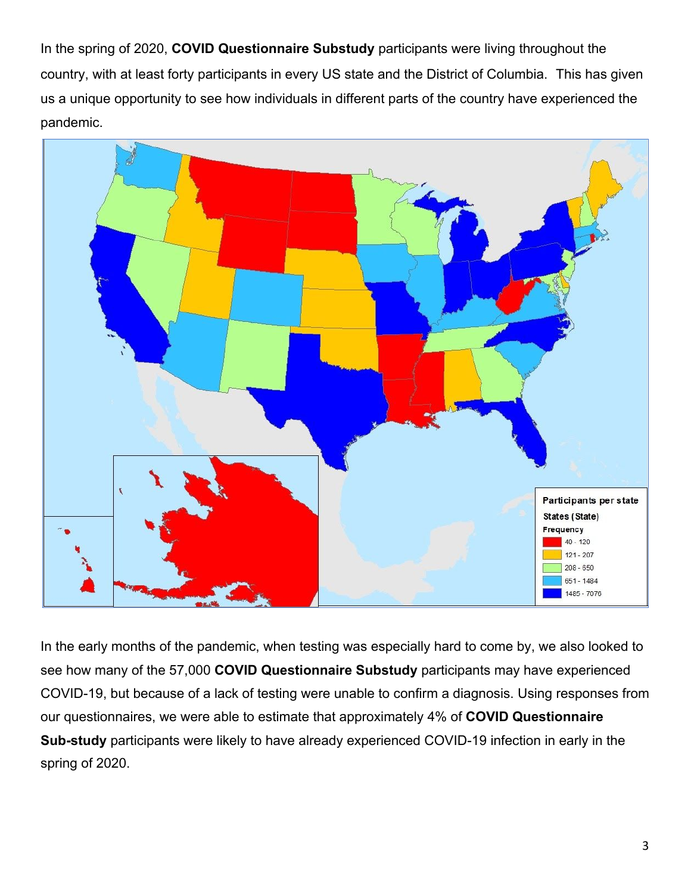In the spring of 2020, **COVID Questionnaire Substudy** participants were living throughout the country, with at least forty participants in every US state and the District of Columbia. This has given us a unique opportunity to see how individuals in different parts of the country have experienced the pandemic.

Participants per state

States (State)

Frequency

- 40 - 120
- 121 - 207
- 208 - 650
- 651 - 1484
- 1485 - 7076

In the early months of the pandemic, when testing was especially hard to come by, we also looked to see how many of the 57,000 **COVID Questionnaire Substudy** participants may have experienced COVID-19, but because of a lack of testing were unable to confirm a diagnosis. Using responses from our questionnaires, we were able to estimate that approximately 4% of **COVID Questionnaire Sub-study** participants were likely to have already experienced COVID-19 infection in early in the spring of 2020.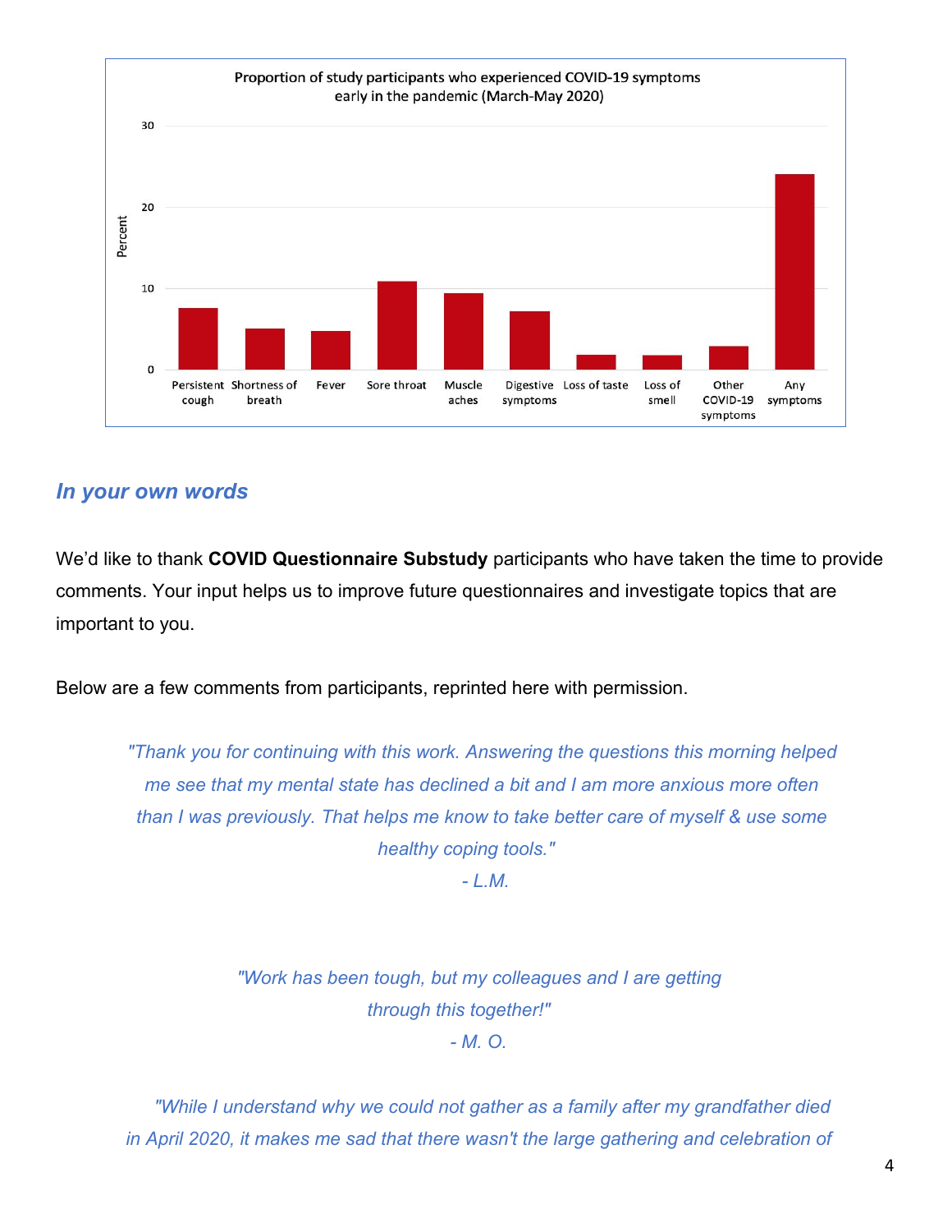Proportion of study participants who experienced COVID-19 symptoms early in the pandemic (March-May 2020)

## *In your own words*

We'd like to thank **COVID Questionnaire Substudy** participants who have taken the time to provide comments. Your input helps us to improve future questionnaires and investigate topics that are important to you.

Below are a few comments from participants, reprinted here with permission.

> *"Thank you for continuing with this work. Answering the questions this morning helped me see that my mental state has declined a bit and I am more anxious more often than I was previously. That helps me know to take better care of myself & use some healthy coping tools."*
>
> *- L.M.*

> *"Work has been tough, but my colleagues and I are getting through this together!"*
>
> *- M. O.*

> *"While I understand why we could not gather as a family after my grandfather died in April 2020, it makes me sad that there wasn't the large gathering and celebration of*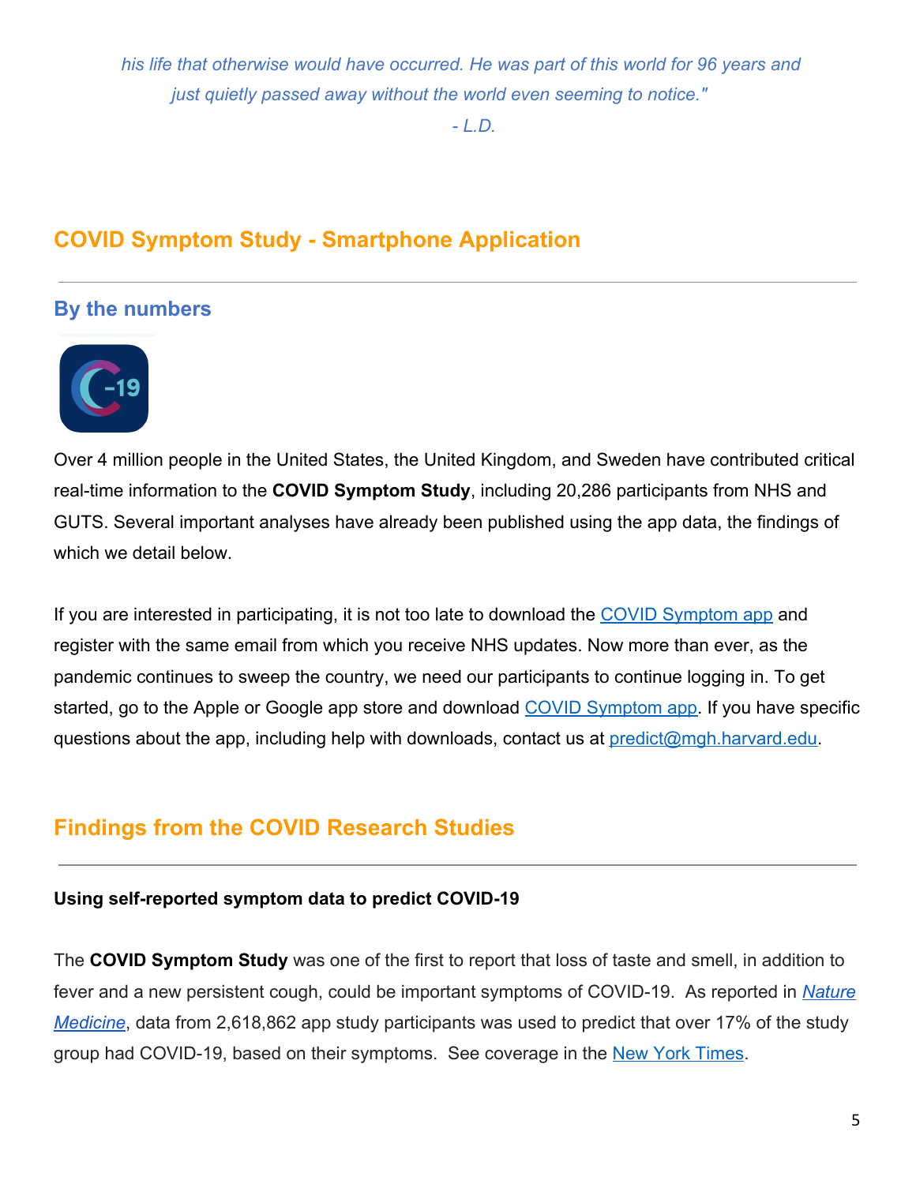*his life that otherwise would have occurred. He was part of this world for 96 years and just quietly passed away without the world even seeming to notice."*

*- L.D.*

## COVID Symptom Study - Smartphone Application

### By the numbers

Over 4 million people in the United States, the United Kingdom, and Sweden have contributed critical real-time information to the **COVID Symptom Study**, including 20,286 participants from NHS and GUTS. Several important analyses have already been published using the app data, the findings of which we detail below.

If you are interested in participating, it is not too late to download the COVID Symptom app and register with the same email from which you receive NHS updates. Now more than ever, as the pandemic continues to sweep the country, we need our participants to continue logging in. To get started, go to the Apple or Google app store and download COVID Symptom app. If you have specific questions about the app, including help with downloads, contact us at predict@mgh.harvard.edu.

## Findings from the COVID Research Studies

**Using self-reported symptom data to predict COVID-19**

The **COVID Symptom Study** was one of the first to report that loss of taste and smell, in addition to fever and a new persistent cough, could be important symptoms of COVID-19. As reported in *Nature Medicine*, data from 2,618,862 app study participants was used to predict that over 17% of the study group had COVID-19, based on their symptoms. See coverage in the New York Times.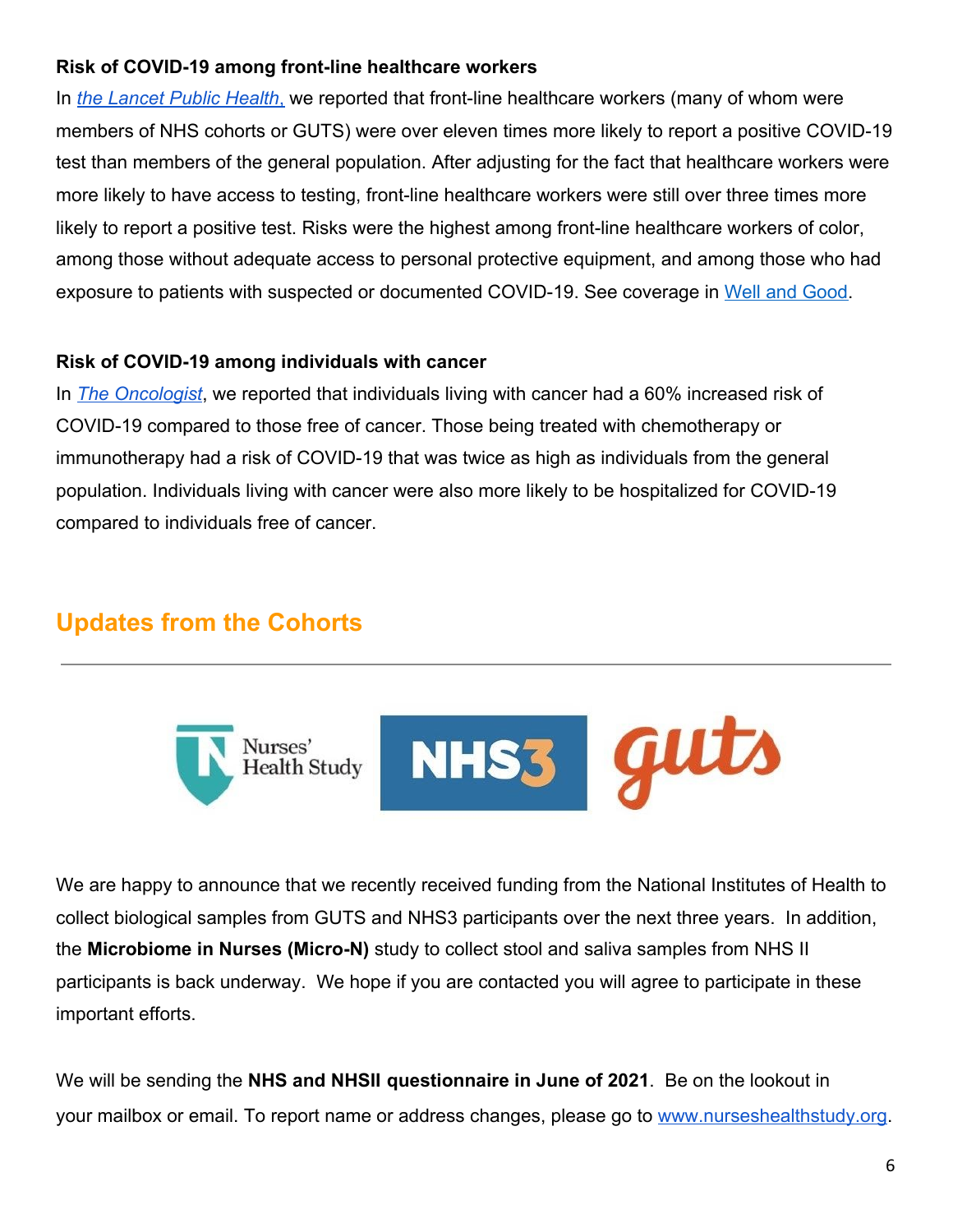**Risk of COVID-19 among front-line healthcare workers**

In *the Lancet Public Health*, we reported that front-line healthcare workers (many of whom were members of NHS cohorts or GUTS) were over eleven times more likely to report a positive COVID-19 test than members of the general population. After adjusting for the fact that healthcare workers were more likely to have access to testing, front-line healthcare workers were still over three times more likely to report a positive test. Risks were the highest among front-line healthcare workers of color, among those without adequate access to personal protective equipment, and among those who had exposure to patients with suspected or documented COVID-19. See coverage in Well and Good.

**Risk of COVID-19 among individuals with cancer**

In *The Oncologist*, we reported that individuals living with cancer had a 60% increased risk of COVID-19 compared to those free of cancer. Those being treated with chemotherapy or immunotherapy had a risk of COVID-19 that was twice as high as individuals from the general population. Individuals living with cancer were also more likely to be hospitalized for COVID-19 compared to individuals free of cancer.

## Updates from the Cohorts

---

We are happy to announce that we recently received funding from the National Institutes of Health to collect biological samples from GUTS and NHS3 participants over the next three years. In addition, the **Microbiome in Nurses (Micro-N)** study to collect stool and saliva samples from NHS II participants is back underway. We hope if you are contacted you will agree to participate in these important efforts.

We will be sending the **NHS and NHSII questionnaire in June of 2021**. Be on the lookout in your mailbox or email. To report name or address changes, please go to www.nurseshealthstudy.org.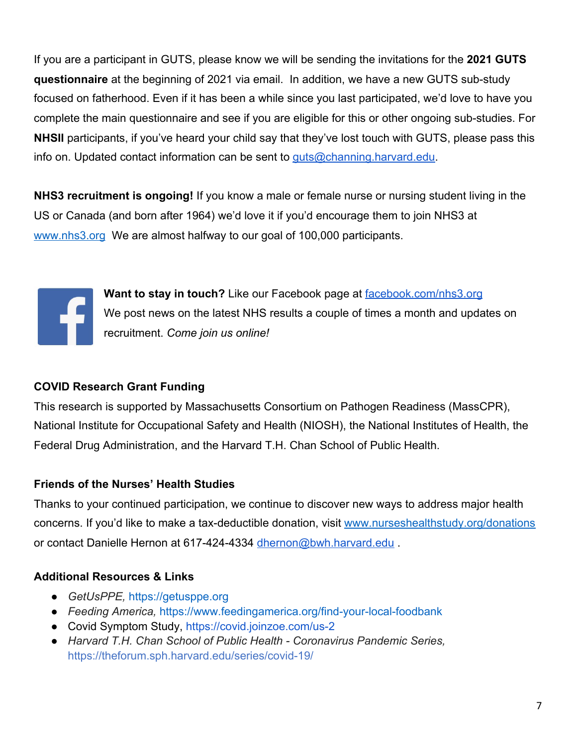If you are a participant in GUTS, please know we will be sending the invitations for the **2021 GUTS questionnaire** at the beginning of 2021 via email. In addition, we have a new GUTS sub-study focused on fatherhood. Even if it has been a while since you last participated, we'd love to have you complete the main questionnaire and see if you are eligible for this or other ongoing sub-studies. For **NHSII** participants, if you've heard your child say that they've lost touch with GUTS, please pass this info on. Updated contact information can be sent to guts@channing.harvard.edu.

**NHS3 recruitment is ongoing!** If you know a male or female nurse or nursing student living in the US or Canada (and born after 1964) we'd love it if you'd encourage them to join NHS3 at www.nhs3.org We are almost halfway to our goal of 100,000 participants.

**Want to stay in touch?** Like our Facebook page at facebook.com/nhs3.org We post news on the latest NHS results a couple of times a month and updates on recruitment. *Come join us online!*

**COVID Research Grant Funding**

This research is supported by Massachusetts Consortium on Pathogen Readiness (MassCPR), National Institute for Occupational Safety and Health (NIOSH), the National Institutes of Health, the Federal Drug Administration, and the Harvard T.H. Chan School of Public Health.

**Friends of the Nurses' Health Studies**

Thanks to your continued participation, we continue to discover new ways to address major health concerns. If you'd like to make a tax-deductible donation, visit www.nurseshealthstudy.org/donations or contact Danielle Hernon at 617-424-4334 dhernon@bwh.harvard.edu .

**Additional Resources & Links**

- *GetUsPPE,* https://getusppe.org
- *Feeding America,* https://www.feedingamerica.org/find-your-local-foodbank
- Covid Symptom Study, https://covid.joinzoe.com/us-2
- *Harvard T.H. Chan School of Public Health - Coronavirus Pandemic Series,* https://theforum.sph.harvard.edu/series/covid-19/